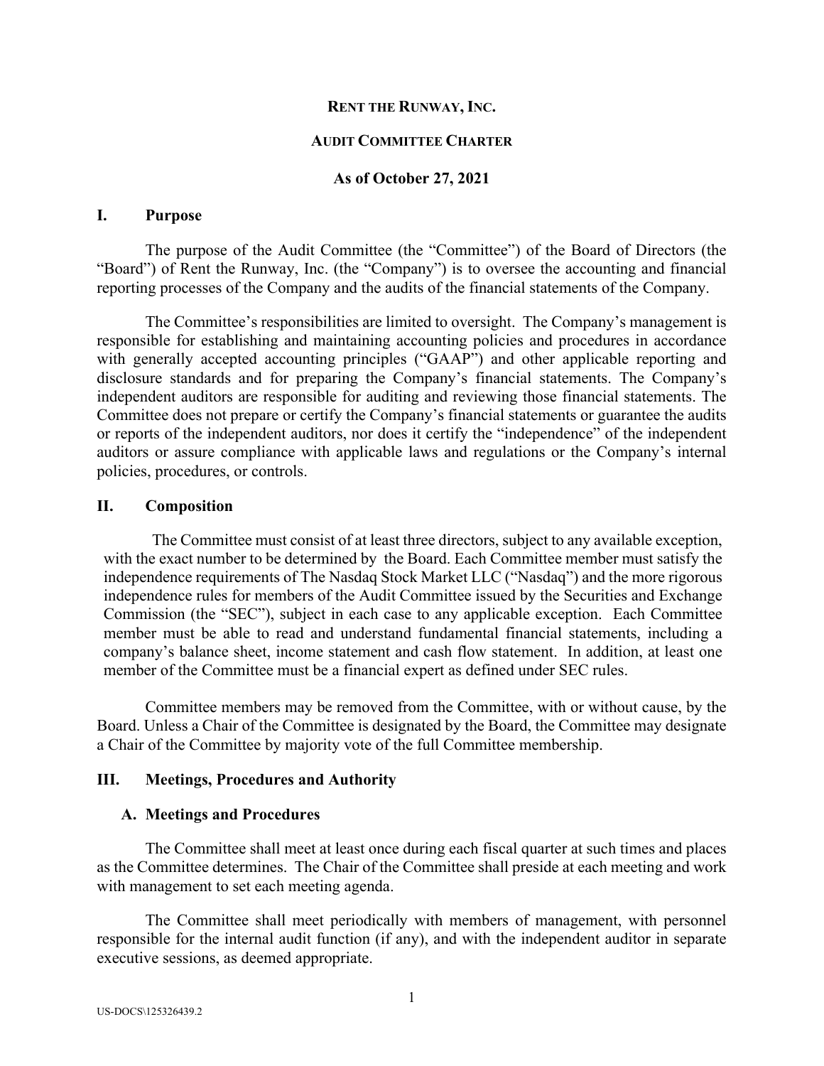# RENT THE RUNWAY, INC.

## AUDIT COMMITTEE CHARTER

**As of October 27, 2021**

## I. Purpose

The purpose of the Audit Committee (the "Committee") of the Board of Directors (the "Board") of Rent the Runway, Inc. (the "Company") is to oversee the accounting and financial reporting processes of the Company and the audits of the financial statements of the Company.

The Committee's responsibilities are limited to oversight. The Company's management is responsible for establishing and maintaining accounting policies and procedures in accordance with generally accepted accounting principles ("GAAP") and other applicable reporting and disclosure standards and for preparing the Company's financial statements. The Company's independent auditors are responsible for auditing and reviewing those financial statements. The Committee does not prepare or certify the Company's financial statements or guarantee the audits or reports of the independent auditors, nor does it certify the "independence" of the independent auditors or assure compliance with applicable laws and regulations or the Company's internal policies, procedures, or controls.

## II. Composition

The Committee must consist of at least three directors, subject to any available exception, with the exact number to be determined by the Board. Each Committee member must satisfy the independence requirements of The Nasdaq Stock Market LLC ("Nasdaq") and the more rigorous independence rules for members of the Audit Committee issued by the Securities and Exchange Commission (the "SEC"), subject in each case to any applicable exception. Each Committee member must be able to read and understand fundamental financial statements, including a company's balance sheet, income statement and cash flow statement. In addition, at least one member of the Committee must be a financial expert as defined under SEC rules.

Committee members may be removed from the Committee, with or without cause, by the Board. Unless a Chair of the Committee is designated by the Board, the Committee may designate a Chair of the Committee by majority vote of the full Committee membership.

## III. Meetings, Procedures and Authority

### A. Meetings and Procedures

The Committee shall meet at least once during each fiscal quarter at such times and places as the Committee determines. The Chair of the Committee shall preside at each meeting and work with management to set each meeting agenda.

The Committee shall meet periodically with members of management, with personnel responsible for the internal audit function (if any), and with the independent auditor in separate executive sessions, as deemed appropriate.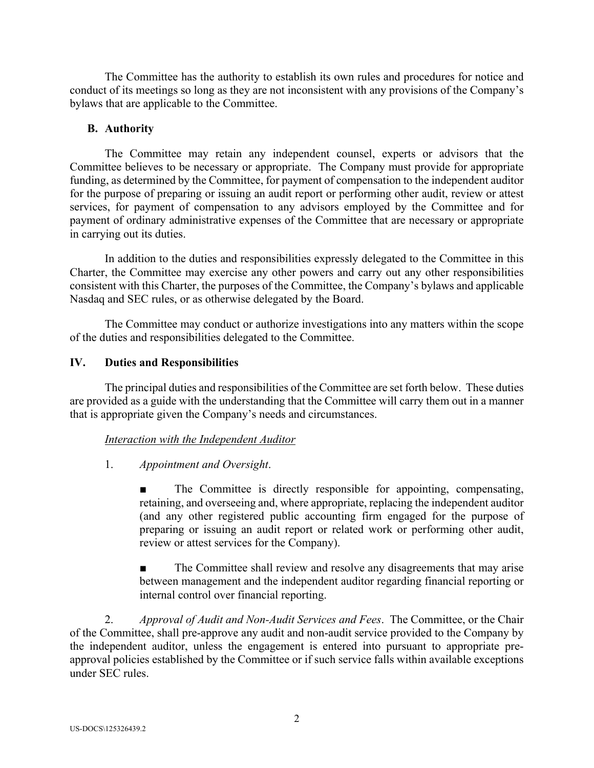The Committee has the authority to establish its own rules and procedures for notice and conduct of its meetings so long as they are not inconsistent with any provisions of the Company's bylaws that are applicable to the Committee.

### B. Authority

The Committee may retain any independent counsel, experts or advisors that the Committee believes to be necessary or appropriate. The Company must provide for appropriate funding, as determined by the Committee, for payment of compensation to the independent auditor for the purpose of preparing or issuing an audit report or performing other audit, review or attest services, for payment of compensation to any advisors employed by the Committee and for payment of ordinary administrative expenses of the Committee that are necessary or appropriate in carrying out its duties.

In addition to the duties and responsibilities expressly delegated to the Committee in this Charter, the Committee may exercise any other powers and carry out any other responsibilities consistent with this Charter, the purposes of the Committee, the Company's bylaws and applicable Nasdaq and SEC rules, or as otherwise delegated by the Board.

The Committee may conduct or authorize investigations into any matters within the scope of the duties and responsibilities delegated to the Committee.

## IV. Duties and Responsibilities

The principal duties and responsibilities of the Committee are set forth below. These duties are provided as a guide with the understanding that the Committee will carry them out in a manner that is appropriate given the Company's needs and circumstances.

*Interaction with the Independent Auditor*

1. *Appointment and Oversight*.

   ■ The Committee is directly responsible for appointing, compensating, retaining, and overseeing and, where appropriate, replacing the independent auditor (and any other registered public accounting firm engaged for the purpose of preparing or issuing an audit report or related work or performing other audit, review or attest services for the Company).

   ■ The Committee shall review and resolve any disagreements that may arise between management and the independent auditor regarding financial reporting or internal control over financial reporting.

2. *Approval of Audit and Non-Audit Services and Fees*. The Committee, or the Chair of the Committee, shall pre-approve any audit and non-audit service provided to the Company by the independent auditor, unless the engagement is entered into pursuant to appropriate pre-approval policies established by the Committee or if such service falls within available exceptions under SEC rules.

US-DOCS\125326439.2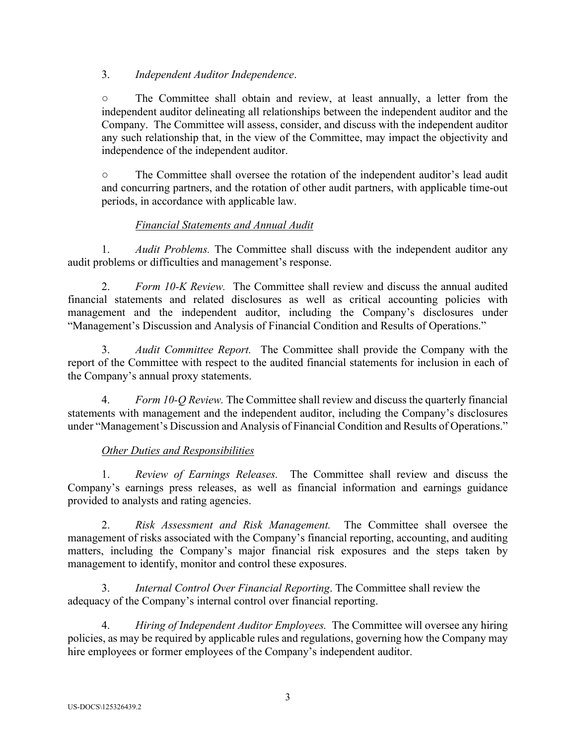3. *Independent Auditor Independence*.

○ The Committee shall obtain and review, at least annually, a letter from the independent auditor delineating all relationships between the independent auditor and the Company. The Committee will assess, consider, and discuss with the independent auditor any such relationship that, in the view of the Committee, may impact the objectivity and independence of the independent auditor.

○ The Committee shall oversee the rotation of the independent auditor's lead audit and concurring partners, and the rotation of other audit partners, with applicable time-out periods, in accordance with applicable law.

<u>*Financial Statements and Annual Audit*</u>

1. *Audit Problems.* The Committee shall discuss with the independent auditor any audit problems or difficulties and management's response.

2. *Form 10-K Review.* The Committee shall review and discuss the annual audited financial statements and related disclosures as well as critical accounting policies with management and the independent auditor, including the Company's disclosures under "Management's Discussion and Analysis of Financial Condition and Results of Operations."

3. *Audit Committee Report.* The Committee shall provide the Company with the report of the Committee with respect to the audited financial statements for inclusion in each of the Company's annual proxy statements.

4. *Form 10-Q Review.* The Committee shall review and discuss the quarterly financial statements with management and the independent auditor, including the Company's disclosures under "Management's Discussion and Analysis of Financial Condition and Results of Operations."

<u>*Other Duties and Responsibilities*</u>

1. *Review of Earnings Releases.* The Committee shall review and discuss the Company's earnings press releases, as well as financial information and earnings guidance provided to analysts and rating agencies.

2. *Risk Assessment and Risk Management.* The Committee shall oversee the management of risks associated with the Company's financial reporting, accounting, and auditing matters, including the Company's major financial risk exposures and the steps taken by management to identify, monitor and control these exposures.

3. *Internal Control Over Financial Reporting*. The Committee shall review the adequacy of the Company's internal control over financial reporting.

4. *Hiring of Independent Auditor Employees.* The Committee will oversee any hiring policies, as may be required by applicable rules and regulations, governing how the Company may hire employees or former employees of the Company's independent auditor.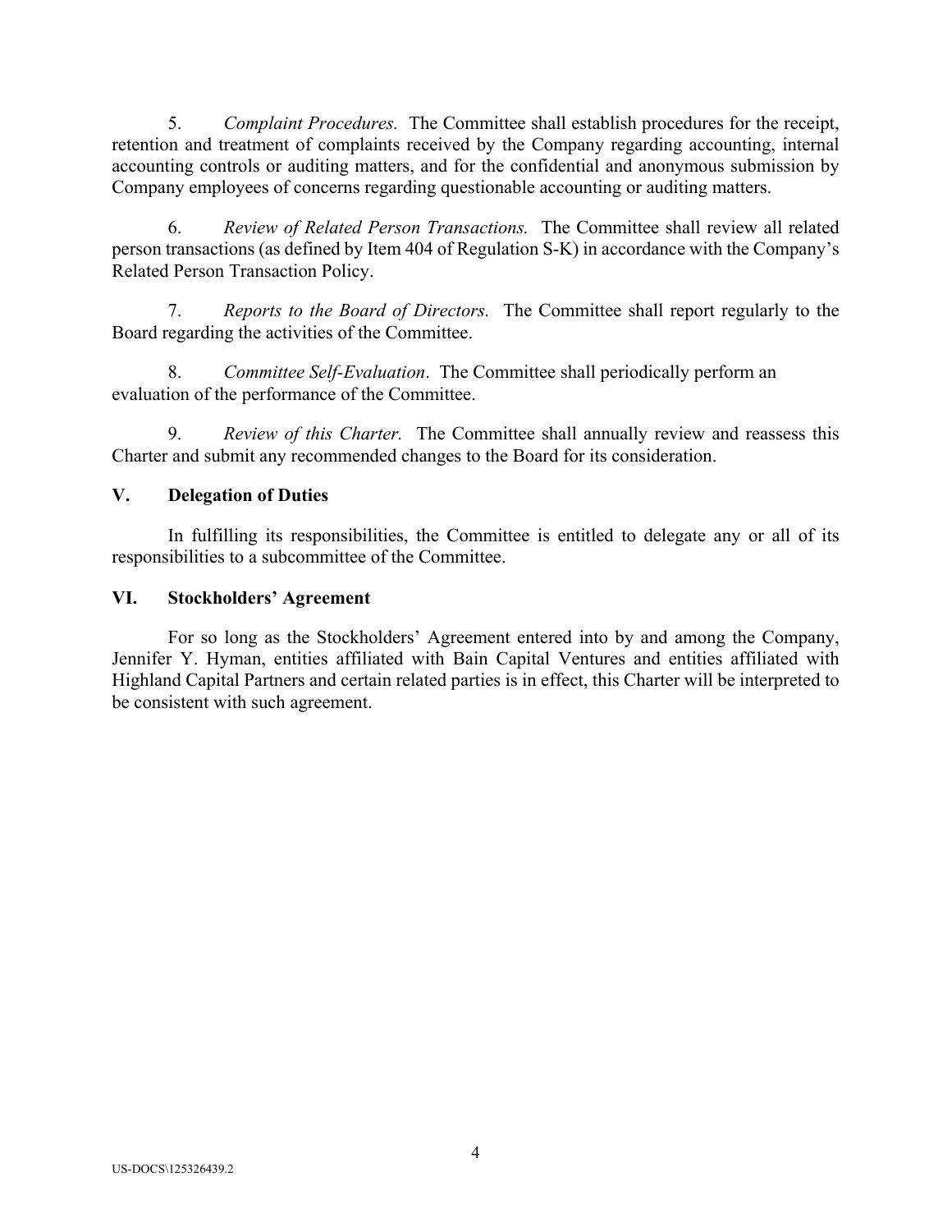5. *Complaint Procedures.* The Committee shall establish procedures for the receipt, retention and treatment of complaints received by the Company regarding accounting, internal accounting controls or auditing matters, and for the confidential and anonymous submission by Company employees of concerns regarding questionable accounting or auditing matters.

6. *Review of Related Person Transactions.* The Committee shall review all related person transactions (as defined by Item 404 of Regulation S-K) in accordance with the Company's Related Person Transaction Policy.

7. *Reports to the Board of Directors.* The Committee shall report regularly to the Board regarding the activities of the Committee.

8. *Committee Self-Evaluation*. The Committee shall periodically perform an evaluation of the performance of the Committee.

9. *Review of this Charter.* The Committee shall annually review and reassess this Charter and submit any recommended changes to the Board for its consideration.

## V. Delegation of Duties

In fulfilling its responsibilities, the Committee is entitled to delegate any or all of its responsibilities to a subcommittee of the Committee.

## VI. Stockholders' Agreement

For so long as the Stockholders' Agreement entered into by and among the Company, Jennifer Y. Hyman, entities affiliated with Bain Capital Ventures and entities affiliated with Highland Capital Partners and certain related parties is in effect, this Charter will be interpreted to be consistent with such agreement.

US-DOCS\125326439.2